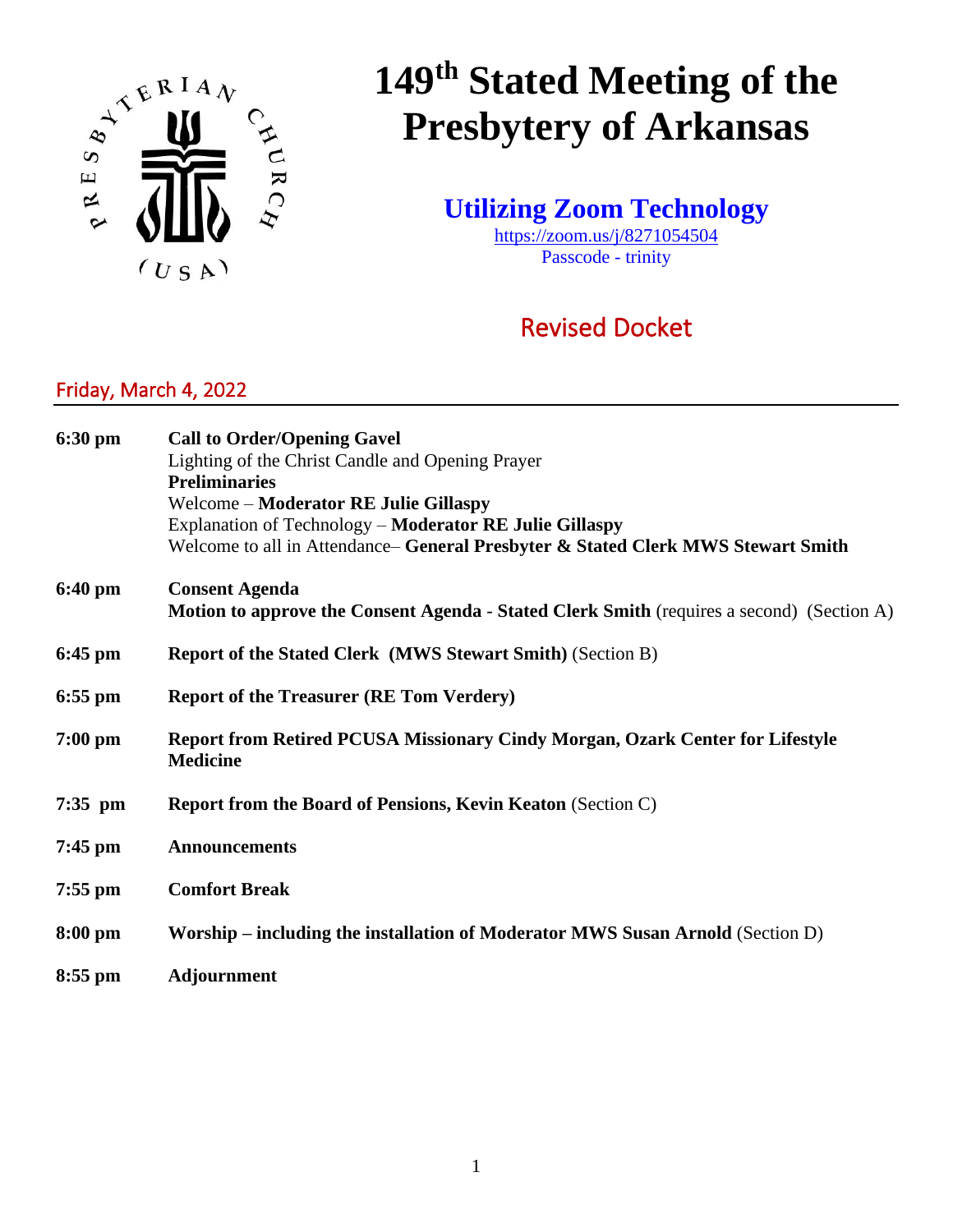# 149th Stated Meeting of the Presbytery of Arkansas

## Utilizing Zoom Technology

https://zoom.us/j/8271054504
Passcode - trinity

## Revised Docket

### Friday, March 4, 2022

**6:30 pm** **Call to Order/Opening Gavel**
Lighting of the Christ Candle and Opening Prayer
**Preliminaries**
Welcome – **Moderator RE Julie Gillaspy**
Explanation of Technology – **Moderator RE Julie Gillaspy**
Welcome to all in Attendance– **General Presbyter & Stated Clerk MWS Stewart Smith**

**6:40 pm** **Consent Agenda**
**Motion to approve the Consent Agenda - Stated Clerk Smith** (requires a second) (Section A)

**6:45 pm** **Report of the Stated Clerk (MWS Stewart Smith)** (Section B)

**6:55 pm** **Report of the Treasurer (RE Tom Verdery)**

**7:00 pm** **Report from Retired PCUSA Missionary Cindy Morgan, Ozark Center for Lifestyle Medicine**

**7:35 pm** **Report from the Board of Pensions, Kevin Keaton** (Section C)

**7:45 pm** **Announcements**

**7:55 pm** **Comfort Break**

**8:00 pm** **Worship – including the installation of Moderator MWS Susan Arnold** (Section D)

**8:55 pm** **Adjournment**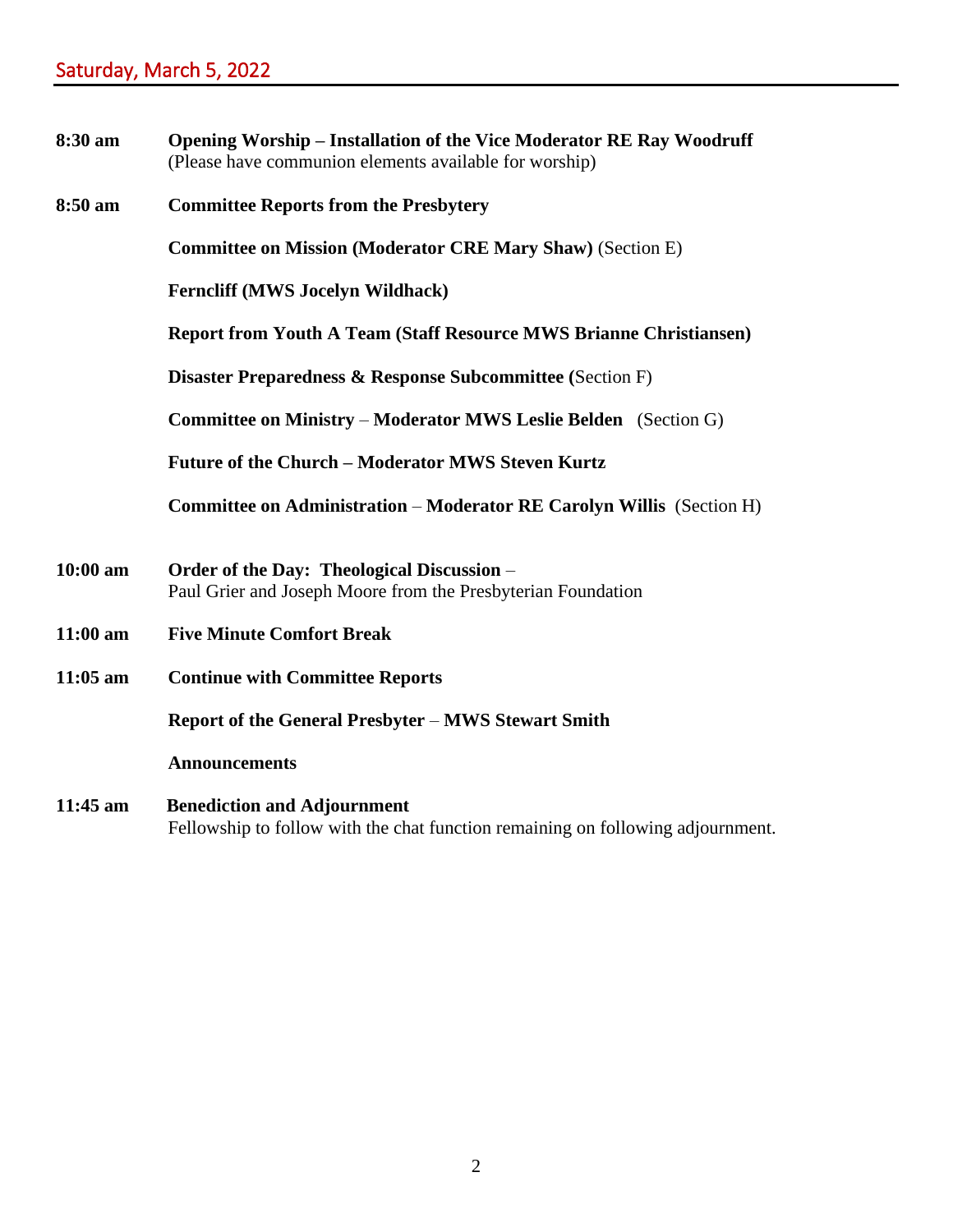## Saturday, March 5, 2022

**8:30 am** **Opening Worship – Installation of the Vice Moderator RE Ray Woodruff**
(Please have communion elements available for worship)

**8:50 am** **Committee Reports from the Presbytery**

**Committee on Mission (Moderator CRE Mary Shaw)** (Section E)

**Ferncliff (MWS Jocelyn Wildhack)**

**Report from Youth A Team (Staff Resource MWS Brianne Christiansen)**

**Disaster Preparedness & Response Subcommittee (**Section F)

**Committee on Ministry** – **Moderator MWS Leslie Belden** (Section G)

**Future of the Church – Moderator MWS Steven Kurtz**

**Committee on Administration** – **Moderator RE Carolyn Willis** (Section H)

**10:00 am** **Order of the Day: Theological Discussion** –
Paul Grier and Joseph Moore from the Presbyterian Foundation

**11:00 am** **Five Minute Comfort Break**

**11:05 am** **Continue with Committee Reports**

**Report of the General Presbyter** – **MWS Stewart Smith**

**Announcements**

**11:45 am** **Benediction and Adjournment**
Fellowship to follow with the chat function remaining on following adjournment.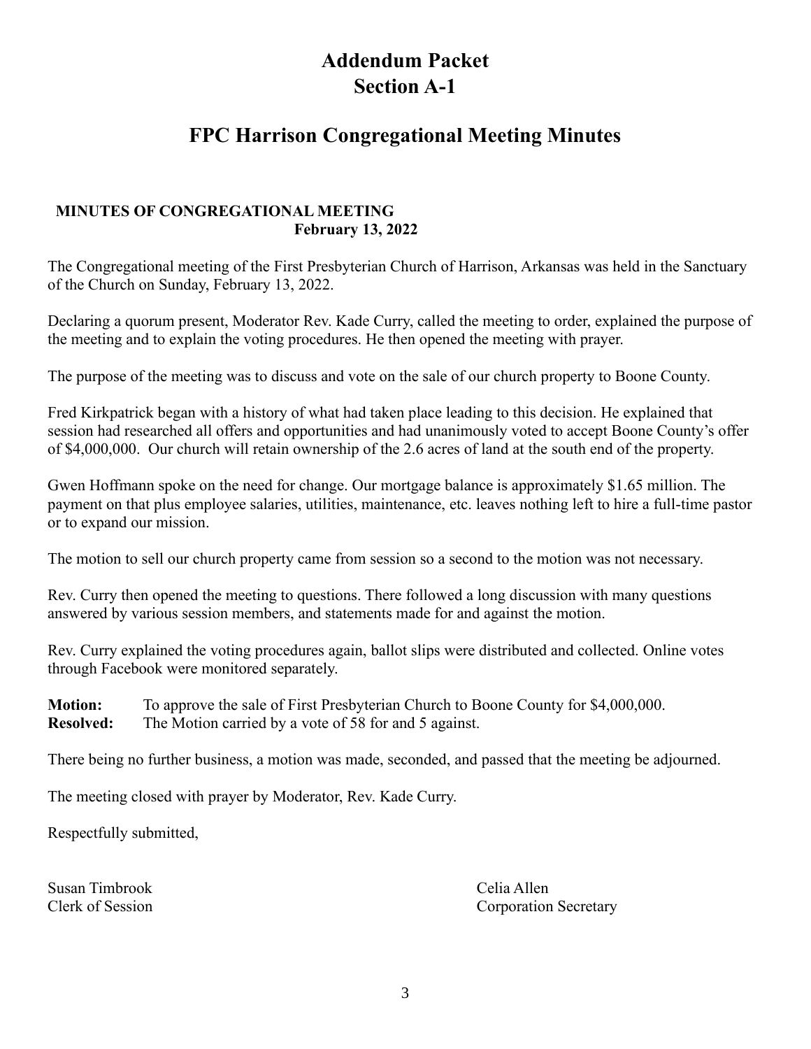# Addendum Packet
# Section A-1

# FPC Harrison Congregational Meeting Minutes

**MINUTES OF CONGREGATIONAL MEETING**
**February 13, 2022**

The Congregational meeting of the First Presbyterian Church of Harrison, Arkansas was held in the Sanctuary of the Church on Sunday, February 13, 2022.

Declaring a quorum present, Moderator Rev. Kade Curry, called the meeting to order, explained the purpose of the meeting and to explain the voting procedures. He then opened the meeting with prayer.

The purpose of the meeting was to discuss and vote on the sale of our church property to Boone County.

Fred Kirkpatrick began with a history of what had taken place leading to this decision. He explained that session had researched all offers and opportunities and had unanimously voted to accept Boone County's offer of $4,000,000. Our church will retain ownership of the 2.6 acres of land at the south end of the property.

Gwen Hoffmann spoke on the need for change. Our mortgage balance is approximately $1.65 million. The payment on that plus employee salaries, utilities, maintenance, etc. leaves nothing left to hire a full-time pastor or to expand our mission.

The motion to sell our church property came from session so a second to the motion was not necessary.

Rev. Curry then opened the meeting to questions. There followed a long discussion with many questions answered by various session members, and statements made for and against the motion.

Rev. Curry explained the voting procedures again, ballot slips were distributed and collected. Online votes through Facebook were monitored separately.

**Motion:** To approve the sale of First Presbyterian Church to Boone County for $4,000,000.
**Resolved:** The Motion carried by a vote of 58 for and 5 against.

There being no further business, a motion was made, seconded, and passed that the meeting be adjourned.

The meeting closed with prayer by Moderator, Rev. Kade Curry.

Respectfully submitted,

Susan Timbrook
Clerk of Session

Celia Allen
Corporation Secretary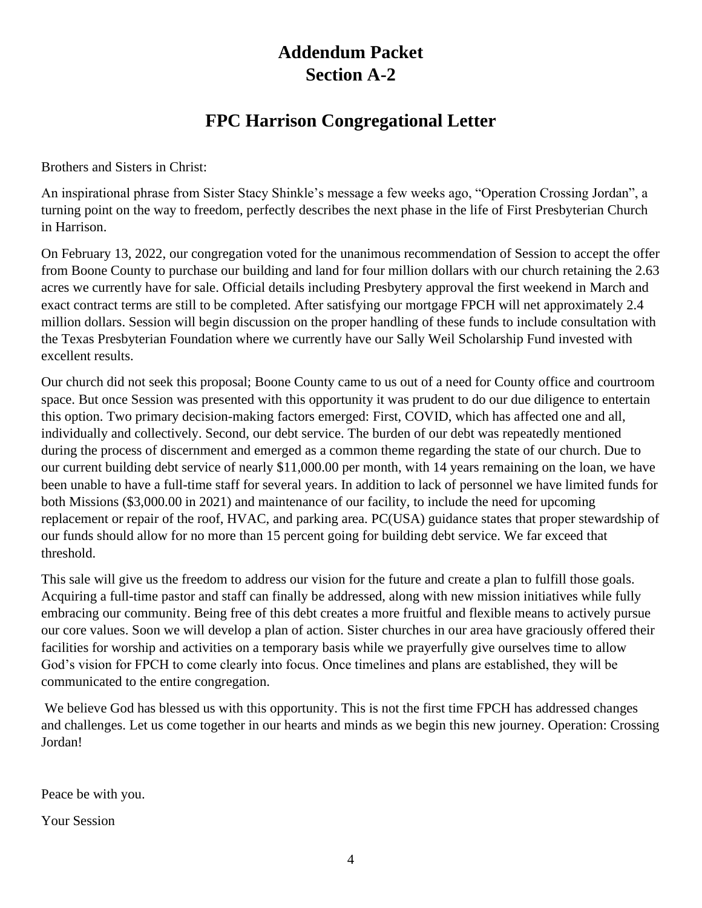# Addendum Packet
# Section A-2

## FPC Harrison Congregational Letter

Brothers and Sisters in Christ:

An inspirational phrase from Sister Stacy Shinkle's message a few weeks ago, "Operation Crossing Jordan", a turning point on the way to freedom, perfectly describes the next phase in the life of First Presbyterian Church in Harrison.

On February 13, 2022, our congregation voted for the unanimous recommendation of Session to accept the offer from Boone County to purchase our building and land for four million dollars with our church retaining the 2.63 acres we currently have for sale. Official details including Presbytery approval the first weekend in March and exact contract terms are still to be completed. After satisfying our mortgage FPCH will net approximately 2.4 million dollars. Session will begin discussion on the proper handling of these funds to include consultation with the Texas Presbyterian Foundation where we currently have our Sally Weil Scholarship Fund invested with excellent results.

Our church did not seek this proposal; Boone County came to us out of a need for County office and courtroom space. But once Session was presented with this opportunity it was prudent to do our due diligence to entertain this option. Two primary decision-making factors emerged: First, COVID, which has affected one and all, individually and collectively. Second, our debt service. The burden of our debt was repeatedly mentioned during the process of discernment and emerged as a common theme regarding the state of our church. Due to our current building debt service of nearly $11,000.00 per month, with 14 years remaining on the loan, we have been unable to have a full-time staff for several years. In addition to lack of personnel we have limited funds for both Missions ($3,000.00 in 2021) and maintenance of our facility, to include the need for upcoming replacement or repair of the roof, HVAC, and parking area. PC(USA) guidance states that proper stewardship of our funds should allow for no more than 15 percent going for building debt service. We far exceed that threshold.

This sale will give us the freedom to address our vision for the future and create a plan to fulfill those goals. Acquiring a full-time pastor and staff can finally be addressed, along with new mission initiatives while fully embracing our community. Being free of this debt creates a more fruitful and flexible means to actively pursue our core values. Soon we will develop a plan of action. Sister churches in our area have graciously offered their facilities for worship and activities on a temporary basis while we prayerfully give ourselves time to allow God's vision for FPCH to come clearly into focus. Once timelines and plans are established, they will be communicated to the entire congregation.

We believe God has blessed us with this opportunity. This is not the first time FPCH has addressed changes and challenges. Let us come together in our hearts and minds as we begin this new journey. Operation: Crossing Jordan!

Peace be with you.

Your Session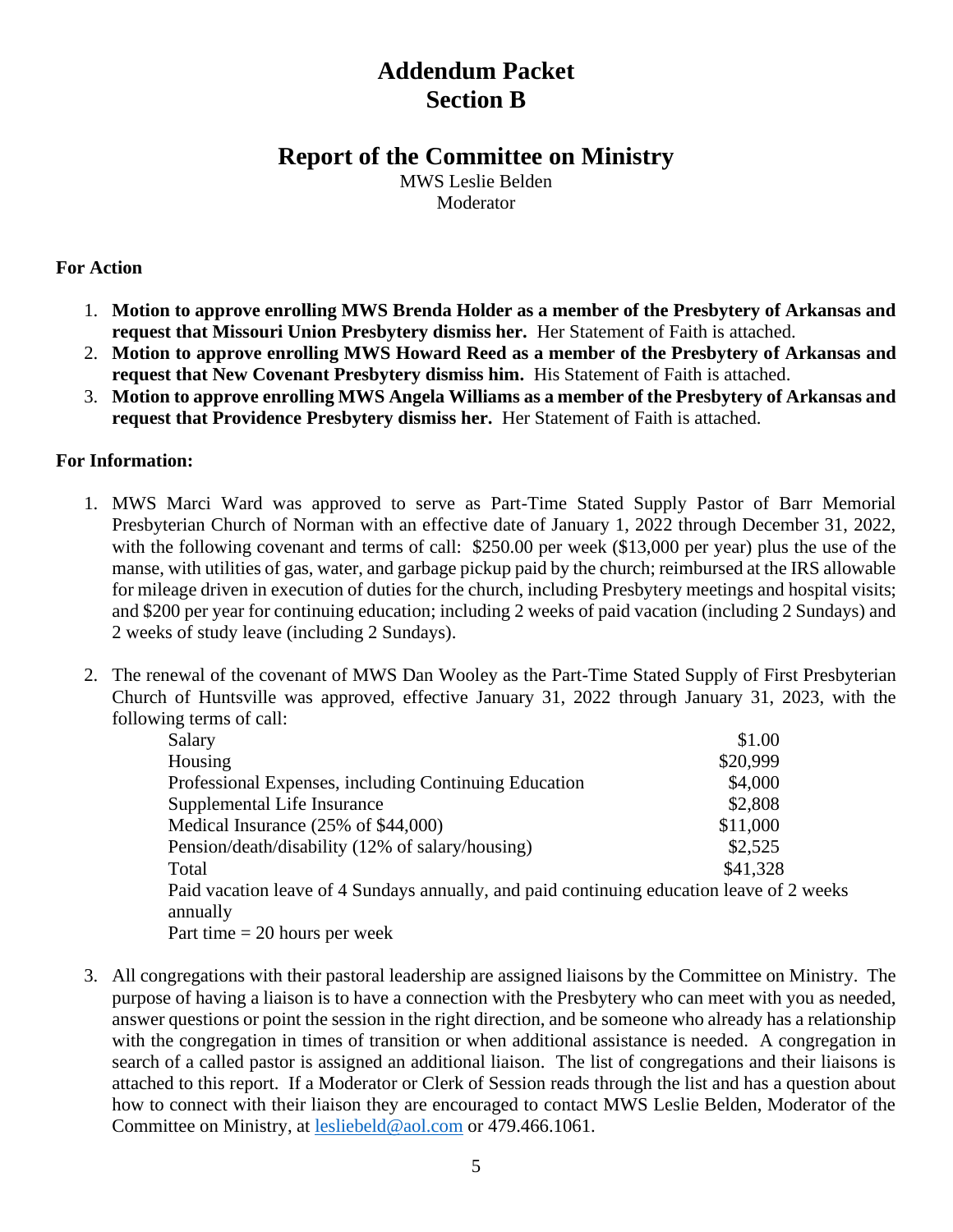# Addendum Packet
# Section B

## Report of the Committee on Ministry

MWS Leslie Belden
Moderator

**For Action**

1. **Motion to approve enrolling MWS Brenda Holder as a member of the Presbytery of Arkansas and request that Missouri Union Presbytery dismiss her.** Her Statement of Faith is attached.
2. **Motion to approve enrolling MWS Howard Reed as a member of the Presbytery of Arkansas and request that New Covenant Presbytery dismiss him.** His Statement of Faith is attached.
3. **Motion to approve enrolling MWS Angela Williams as a member of the Presbytery of Arkansas and request that Providence Presbytery dismiss her.** Her Statement of Faith is attached.

**For Information:**

1. MWS Marci Ward was approved to serve as Part-Time Stated Supply Pastor of Barr Memorial Presbyterian Church of Norman with an effective date of January 1, 2022 through December 31, 2022, with the following covenant and terms of call: $250.00 per week ($13,000 per year) plus the use of the manse, with utilities of gas, water, and garbage pickup paid by the church; reimbursed at the IRS allowable for mileage driven in execution of duties for the church, including Presbytery meetings and hospital visits; and $200 per year for continuing education; including 2 weeks of paid vacation (including 2 Sundays) and 2 weeks of study leave (including 2 Sundays).

2. The renewal of the covenant of MWS Dan Wooley as the Part-Time Stated Supply of First Presbyterian Church of Huntsville was approved, effective January 31, 2022 through January 31, 2023, with the following terms of call:

| | |
|---|---|
| Salary | $1.00 |
| Housing | $20,999 |
| Professional Expenses, including Continuing Education | $4,000 |
| Supplemental Life Insurance | $2,808 |
| Medical Insurance (25% of $44,000) | $11,000 |
| Pension/death/disability (12% of salary/housing) | $2,525 |
| Total | $41,328 |

   Paid vacation leave of 4 Sundays annually, and paid continuing education leave of 2 weeks annually
   Part time = 20 hours per week

3. All congregations with their pastoral leadership are assigned liaisons by the Committee on Ministry. The purpose of having a liaison is to have a connection with the Presbytery who can meet with you as needed, answer questions or point the session in the right direction, and be someone who already has a relationship with the congregation in times of transition or when additional assistance is needed. A congregation in search of a called pastor is assigned an additional liaison. The list of congregations and their liaisons is attached to this report. If a Moderator or Clerk of Session reads through the list and has a question about how to connect with their liaison they are encouraged to contact MWS Leslie Belden, Moderator of the Committee on Ministry, at lesliebeld@aol.com or 479.466.1061.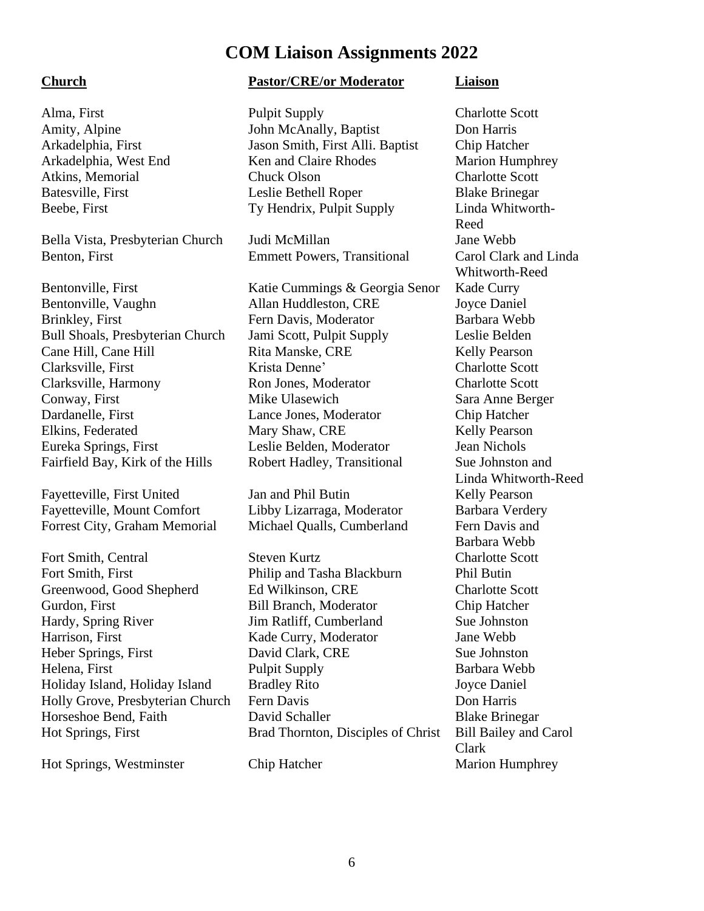# COM Liaison Assignments 2022

| Church | Pastor/CRE/or Moderator | Liaison |
|---|---|---|
| Alma, First | Pulpit Supply | Charlotte Scott |
| Amity, Alpine | John McAnally, Baptist | Don Harris |
| Arkadelphia, First | Jason Smith, First Alli. Baptist | Chip Hatcher |
| Arkadelphia, West End | Ken and Claire Rhodes | Marion Humphrey |
| Atkins, Memorial | Chuck Olson | Charlotte Scott |
| Batesville, First | Leslie Bethell Roper | Blake Brinegar |
| Beebe, First | Ty Hendrix, Pulpit Supply | Linda Whitworth-Reed |
| Bella Vista, Presbyterian Church | Judi McMillan | Jane Webb |
| Benton, First | Emmett Powers, Transitional | Carol Clark and Linda Whitworth-Reed |
| Bentonville, First | Katie Cummings & Georgia Senor | Kade Curry |
| Bentonville, Vaughn | Allan Huddleston, CRE | Joyce Daniel |
| Brinkley, First | Fern Davis, Moderator | Barbara Webb |
| Bull Shoals, Presbyterian Church | Jami Scott, Pulpit Supply | Leslie Belden |
| Cane Hill, Cane Hill | Rita Manske, CRE | Kelly Pearson |
| Clarksville, First | Krista Denne’ | Charlotte Scott |
| Clarksville, Harmony | Ron Jones, Moderator | Charlotte Scott |
| Conway, First | Mike Ulasewich | Sara Anne Berger |
| Dardanelle, First | Lance Jones, Moderator | Chip Hatcher |
| Elkins, Federated | Mary Shaw, CRE | Kelly Pearson |
| Eureka Springs, First | Leslie Belden, Moderator | Jean Nichols |
| Fairfield Bay, Kirk of the Hills | Robert Hadley, Transitional | Sue Johnston and Linda Whitworth-Reed |
| Fayetteville, First United | Jan and Phil Butin | Kelly Pearson |
| Fayetteville, Mount Comfort | Libby Lizarraga, Moderator | Barbara Verdery |
| Forrest City, Graham Memorial | Michael Qualls, Cumberland | Fern Davis and Barbara Webb |
| Fort Smith, Central | Steven Kurtz | Charlotte Scott |
| Fort Smith, First | Philip and Tasha Blackburn | Phil Butin |
| Greenwood, Good Shepherd | Ed Wilkinson, CRE | Charlotte Scott |
| Gurdon, First | Bill Branch, Moderator | Chip Hatcher |
| Hardy, Spring River | Jim Ratliff, Cumberland | Sue Johnston |
| Harrison, First | Kade Curry, Moderator | Jane Webb |
| Heber Springs, First | David Clark, CRE | Sue Johnston |
| Helena, First | Pulpit Supply | Barbara Webb |
| Holiday Island, Holiday Island | Bradley Rito | Joyce Daniel |
| Holly Grove, Presbyterian Church | Fern Davis | Don Harris |
| Horseshoe Bend, Faith | David Schaller | Blake Brinegar |
| Hot Springs, First | Brad Thornton, Disciples of Christ | Bill Bailey and Carol Clark |
| Hot Springs, Westminster | Chip Hatcher | Marion Humphrey |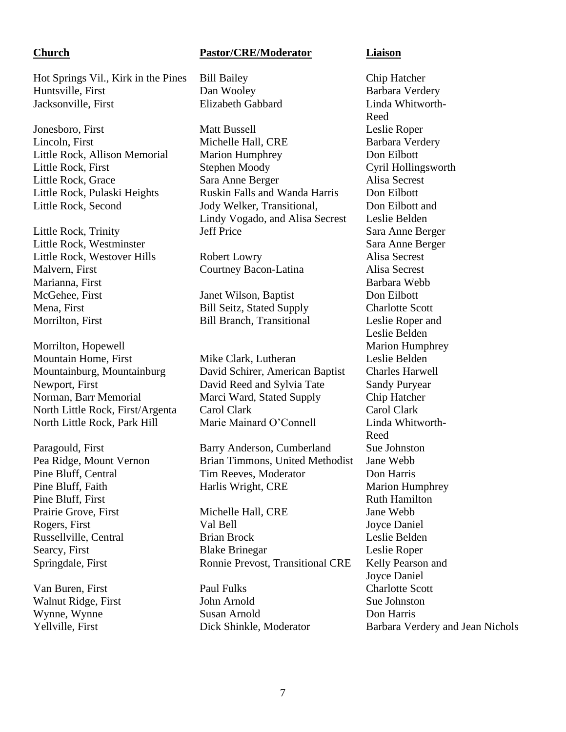| Church | Pastor/CRE/Moderator | Liaison |
| --- | --- | --- |
| Hot Springs Vil., Kirk in the Pines | Bill Bailey | Chip Hatcher |
| Huntsville, First | Dan Wooley | Barbara Verdery |
| Jacksonville, First | Elizabeth Gabbard | Linda Whitworth-Reed |
| Jonesboro, First | Matt Bussell | Leslie Roper |
| Lincoln, First | Michelle Hall, CRE | Barbara Verdery |
| Little Rock, Allison Memorial | Marion Humphrey | Don Eilbott |
| Little Rock, First | Stephen Moody | Cyril Hollingsworth |
| Little Rock, Grace | Sara Anne Berger | Alisa Secrest |
| Little Rock, Pulaski Heights | Ruskin Falls and Wanda Harris | Don Eilbott |
| Little Rock, Second | Jody Welker, Transitional, Lindy Vogado, and Alisa Secrest | Don Eilbott and Leslie Belden |
| Little Rock, Trinity | Jeff Price | Sara Anne Berger |
| Little Rock, Westminster | | Sara Anne Berger |
| Little Rock, Westover Hills | Robert Lowry | Alisa Secrest |
| Malvern, First | Courtney Bacon-Latina | Alisa Secrest |
| Marianna, First | | Barbara Webb |
| McGehee, First | Janet Wilson, Baptist | Don Eilbott |
| Mena, First | Bill Seitz, Stated Supply | Charlotte Scott |
| Morrilton, First | Bill Branch, Transitional | Leslie Roper and Leslie Belden |
| Morrilton, Hopewell | | Marion Humphrey |
| Mountain Home, First | Mike Clark, Lutheran | Leslie Belden |
| Mountainburg, Mountainburg | David Schirer, American Baptist | Charles Harwell |
| Newport, First | David Reed and Sylvia Tate | Sandy Puryear |
| Norman, Barr Memorial | Marci Ward, Stated Supply | Chip Hatcher |
| North Little Rock, First/Argenta | Carol Clark | Carol Clark |
| North Little Rock, Park Hill | Marie Mainard O'Connell | Linda Whitworth-Reed |
| Paragould, First | Barry Anderson, Cumberland | Sue Johnston |
| Pea Ridge, Mount Vernon | Brian Timmons, United Methodist | Jane Webb |
| Pine Bluff, Central | Tim Reeves, Moderator | Don Harris |
| Pine Bluff, Faith | Harlis Wright, CRE | Marion Humphrey |
| Pine Bluff, First | | Ruth Hamilton |
| Prairie Grove, First | Michelle Hall, CRE | Jane Webb |
| Rogers, First | Val Bell | Joyce Daniel |
| Russellville, Central | Brian Brock | Leslie Belden |
| Searcy, First | Blake Brinegar | Leslie Roper |
| Springdale, First | Ronnie Prevost, Transitional CRE | Kelly Pearson and Joyce Daniel |
| Van Buren, First | Paul Fulks | Charlotte Scott |
| Walnut Ridge, First | John Arnold | Sue Johnston |
| Wynne, Wynne | Susan Arnold | Don Harris |
| Yellville, First | Dick Shinkle, Moderator | Barbara Verdery and Jean Nichols |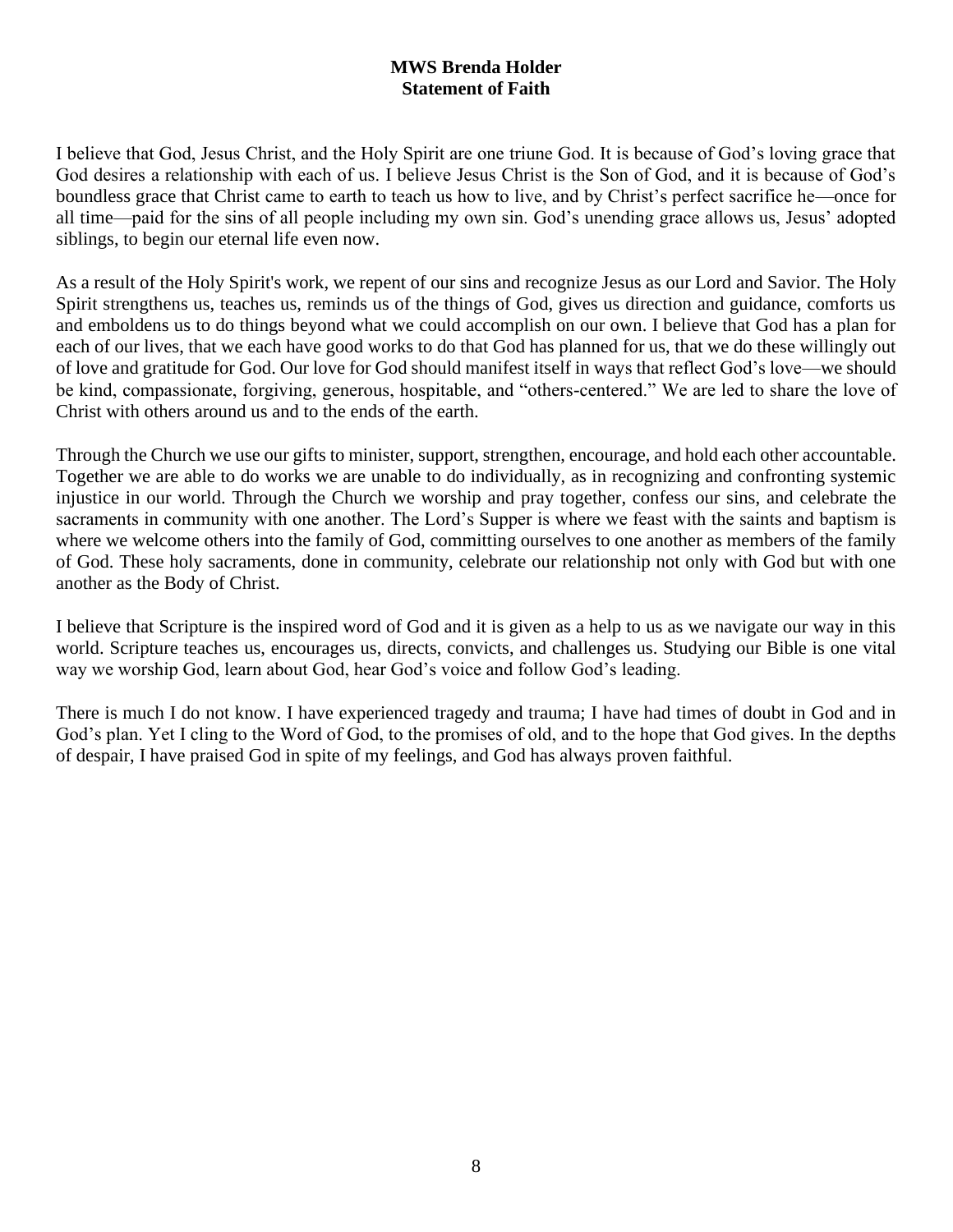**MWS Brenda Holder**
**Statement of Faith**

I believe that God, Jesus Christ, and the Holy Spirit are one triune God. It is because of God's loving grace that God desires a relationship with each of us. I believe Jesus Christ is the Son of God, and it is because of God's boundless grace that Christ came to earth to teach us how to live, and by Christ's perfect sacrifice he—once for all time—paid for the sins of all people including my own sin. God's unending grace allows us, Jesus' adopted siblings, to begin our eternal life even now.

As a result of the Holy Spirit's work, we repent of our sins and recognize Jesus as our Lord and Savior. The Holy Spirit strengthens us, teaches us, reminds us of the things of God, gives us direction and guidance, comforts us and emboldens us to do things beyond what we could accomplish on our own. I believe that God has a plan for each of our lives, that we each have good works to do that God has planned for us, that we do these willingly out of love and gratitude for God. Our love for God should manifest itself in ways that reflect God's love—we should be kind, compassionate, forgiving, generous, hospitable, and "others-centered." We are led to share the love of Christ with others around us and to the ends of the earth.

Through the Church we use our gifts to minister, support, strengthen, encourage, and hold each other accountable. Together we are able to do works we are unable to do individually, as in recognizing and confronting systemic injustice in our world. Through the Church we worship and pray together, confess our sins, and celebrate the sacraments in community with one another. The Lord's Supper is where we feast with the saints and baptism is where we welcome others into the family of God, committing ourselves to one another as members of the family of God. These holy sacraments, done in community, celebrate our relationship not only with God but with one another as the Body of Christ.

I believe that Scripture is the inspired word of God and it is given as a help to us as we navigate our way in this world. Scripture teaches us, encourages us, directs, convicts, and challenges us. Studying our Bible is one vital way we worship God, learn about God, hear God's voice and follow God's leading.

There is much I do not know. I have experienced tragedy and trauma; I have had times of doubt in God and in God's plan. Yet I cling to the Word of God, to the promises of old, and to the hope that God gives. In the depths of despair, I have praised God in spite of my feelings, and God has always proven faithful.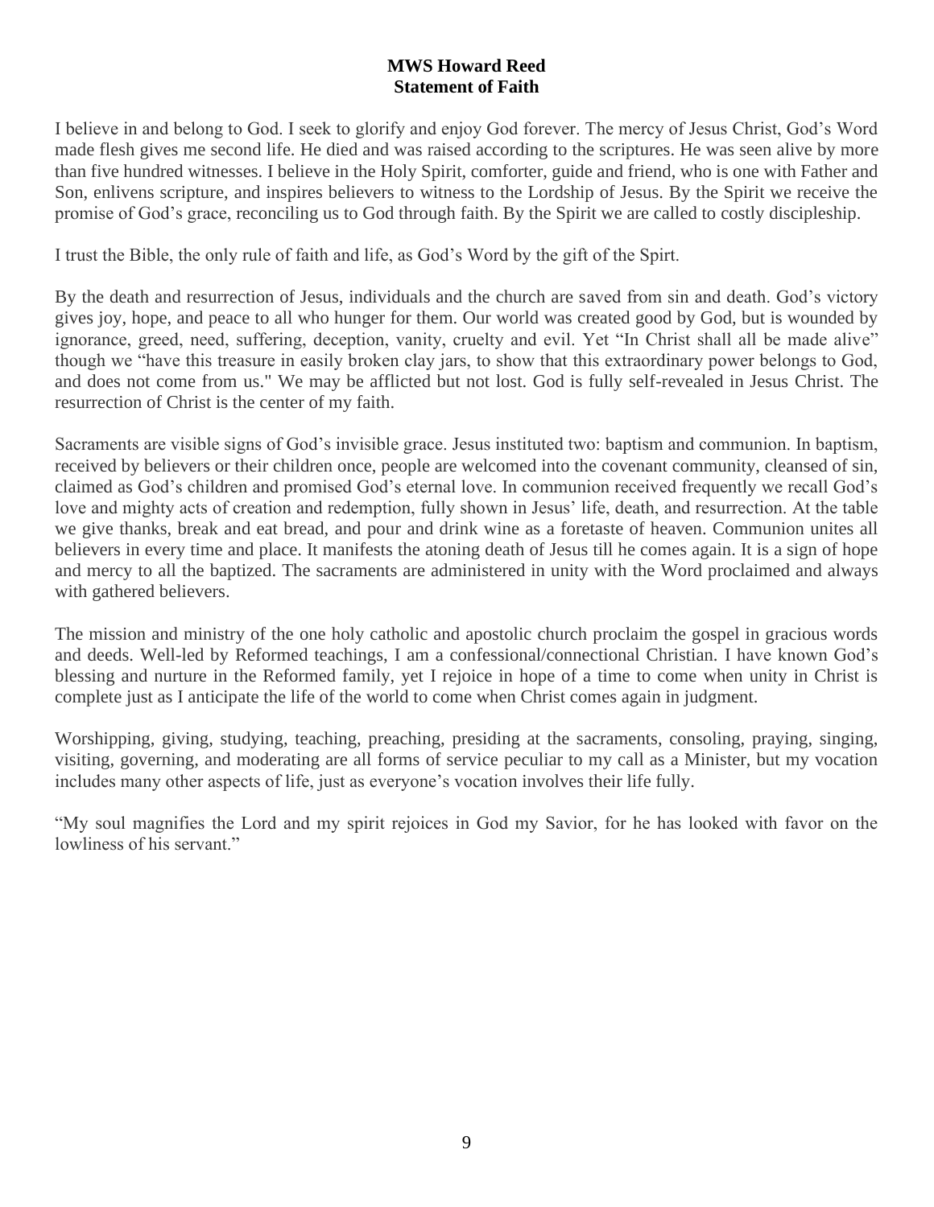# MWS Howard Reed
## Statement of Faith

I believe in and belong to God. I seek to glorify and enjoy God forever. The mercy of Jesus Christ, God's Word made flesh gives me second life. He died and was raised according to the scriptures. He was seen alive by more than five hundred witnesses. I believe in the Holy Spirit, comforter, guide and friend, who is one with Father and Son, enlivens scripture, and inspires believers to witness to the Lordship of Jesus. By the Spirit we receive the promise of God's grace, reconciling us to God through faith. By the Spirit we are called to costly discipleship.

I trust the Bible, the only rule of faith and life, as God's Word by the gift of the Spirt.

By the death and resurrection of Jesus, individuals and the church are saved from sin and death. God's victory gives joy, hope, and peace to all who hunger for them. Our world was created good by God, but is wounded by ignorance, greed, need, suffering, deception, vanity, cruelty and evil. Yet "In Christ shall all be made alive" though we "have this treasure in easily broken clay jars, to show that this extraordinary power belongs to God, and does not come from us." We may be afflicted but not lost. God is fully self-revealed in Jesus Christ. The resurrection of Christ is the center of my faith.

Sacraments are visible signs of God's invisible grace. Jesus instituted two: baptism and communion. In baptism, received by believers or their children once, people are welcomed into the covenant community, cleansed of sin, claimed as God's children and promised God's eternal love. In communion received frequently we recall God's love and mighty acts of creation and redemption, fully shown in Jesus' life, death, and resurrection. At the table we give thanks, break and eat bread, and pour and drink wine as a foretaste of heaven. Communion unites all believers in every time and place. It manifests the atoning death of Jesus till he comes again. It is a sign of hope and mercy to all the baptized. The sacraments are administered in unity with the Word proclaimed and always with gathered believers.

The mission and ministry of the one holy catholic and apostolic church proclaim the gospel in gracious words and deeds. Well-led by Reformed teachings, I am a confessional/connectional Christian. I have known God's blessing and nurture in the Reformed family, yet I rejoice in hope of a time to come when unity in Christ is complete just as I anticipate the life of the world to come when Christ comes again in judgment.

Worshipping, giving, studying, teaching, preaching, presiding at the sacraments, consoling, praying, singing, visiting, governing, and moderating are all forms of service peculiar to my call as a Minister, but my vocation includes many other aspects of life, just as everyone's vocation involves their life fully.

"My soul magnifies the Lord and my spirit rejoices in God my Savior, for he has looked with favor on the lowliness of his servant."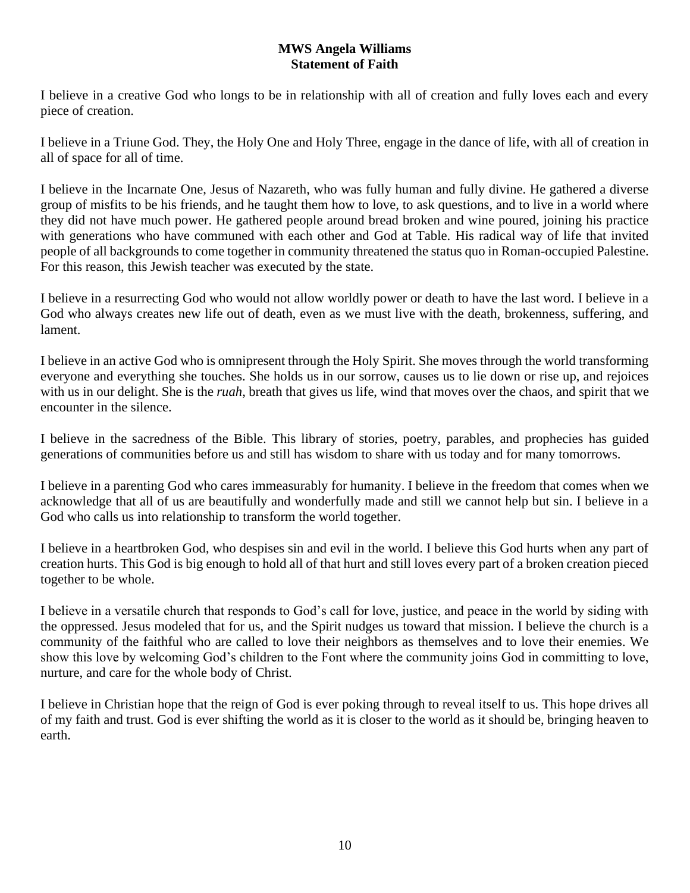# MWS Angela Williams
## Statement of Faith

I believe in a creative God who longs to be in relationship with all of creation and fully loves each and every piece of creation.

I believe in a Triune God. They, the Holy One and Holy Three, engage in the dance of life, with all of creation in all of space for all of time.

I believe in the Incarnate One, Jesus of Nazareth, who was fully human and fully divine. He gathered a diverse group of misfits to be his friends, and he taught them how to love, to ask questions, and to live in a world where they did not have much power. He gathered people around bread broken and wine poured, joining his practice with generations who have communed with each other and God at Table. His radical way of life that invited people of all backgrounds to come together in community threatened the status quo in Roman-occupied Palestine. For this reason, this Jewish teacher was executed by the state.

I believe in a resurrecting God who would not allow worldly power or death to have the last word. I believe in a God who always creates new life out of death, even as we must live with the death, brokenness, suffering, and lament.

I believe in an active God who is omnipresent through the Holy Spirit. She moves through the world transforming everyone and everything she touches. She holds us in our sorrow, causes us to lie down or rise up, and rejoices with us in our delight. She is the *ruah*, breath that gives us life, wind that moves over the chaos, and spirit that we encounter in the silence.

I believe in the sacredness of the Bible. This library of stories, poetry, parables, and prophecies has guided generations of communities before us and still has wisdom to share with us today and for many tomorrows.

I believe in a parenting God who cares immeasurably for humanity. I believe in the freedom that comes when we acknowledge that all of us are beautifully and wonderfully made and still we cannot help but sin. I believe in a God who calls us into relationship to transform the world together.

I believe in a heartbroken God, who despises sin and evil in the world. I believe this God hurts when any part of creation hurts. This God is big enough to hold all of that hurt and still loves every part of a broken creation pieced together to be whole.

I believe in a versatile church that responds to God's call for love, justice, and peace in the world by siding with the oppressed. Jesus modeled that for us, and the Spirit nudges us toward that mission. I believe the church is a community of the faithful who are called to love their neighbors as themselves and to love their enemies. We show this love by welcoming God's children to the Font where the community joins God in committing to love, nurture, and care for the whole body of Christ.

I believe in Christian hope that the reign of God is ever poking through to reveal itself to us. This hope drives all of my faith and trust. God is ever shifting the world as it is closer to the world as it should be, bringing heaven to earth.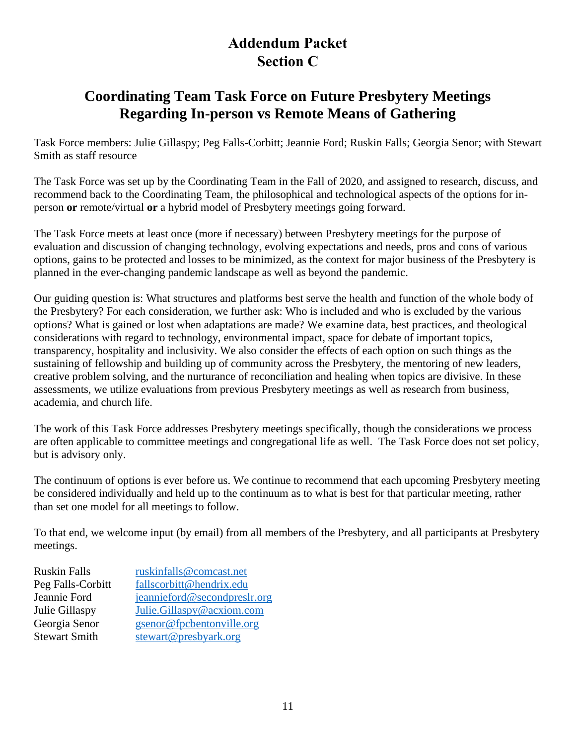# Addendum Packet
# Section C

## Coordinating Team Task Force on Future Presbytery Meetings Regarding In-person vs Remote Means of Gathering

Task Force members: Julie Gillaspy; Peg Falls-Corbitt; Jeannie Ford; Ruskin Falls; Georgia Senor; with Stewart Smith as staff resource

The Task Force was set up by the Coordinating Team in the Fall of 2020, and assigned to research, discuss, and recommend back to the Coordinating Team, the philosophical and technological aspects of the options for in-person **or** remote/virtual **or** a hybrid model of Presbytery meetings going forward.

The Task Force meets at least once (more if necessary) between Presbytery meetings for the purpose of evaluation and discussion of changing technology, evolving expectations and needs, pros and cons of various options, gains to be protected and losses to be minimized, as the context for major business of the Presbytery is planned in the ever-changing pandemic landscape as well as beyond the pandemic.

Our guiding question is: What structures and platforms best serve the health and function of the whole body of the Presbytery? For each consideration, we further ask: Who is included and who is excluded by the various options? What is gained or lost when adaptations are made? We examine data, best practices, and theological considerations with regard to technology, environmental impact, space for debate of important topics, transparency, hospitality and inclusivity. We also consider the effects of each option on such things as the sustaining of fellowship and building up of community across the Presbytery, the mentoring of new leaders, creative problem solving, and the nurturance of reconciliation and healing when topics are divisive. In these assessments, we utilize evaluations from previous Presbytery meetings as well as research from business, academia, and church life.

The work of this Task Force addresses Presbytery meetings specifically, though the considerations we process are often applicable to committee meetings and congregational life as well. The Task Force does not set policy, but is advisory only.

The continuum of options is ever before us. We continue to recommend that each upcoming Presbytery meeting be considered individually and held up to the continuum as to what is best for that particular meeting, rather than set one model for all meetings to follow.

To that end, we welcome input (by email) from all members of the Presbytery, and all participants at Presbytery meetings.

| | |
|---|---|
| Ruskin Falls | ruskinfalls@comcast.net |
| Peg Falls-Corbitt | fallscorbitt@hendrix.edu |
| Jeannie Ford | jeannieford@secondpreslr.org |
| Julie Gillaspy | Julie.Gillaspy@acxiom.com |
| Georgia Senor | gsenor@fpcbentonville.org |
| Stewart Smith | stewart@presbyark.org |